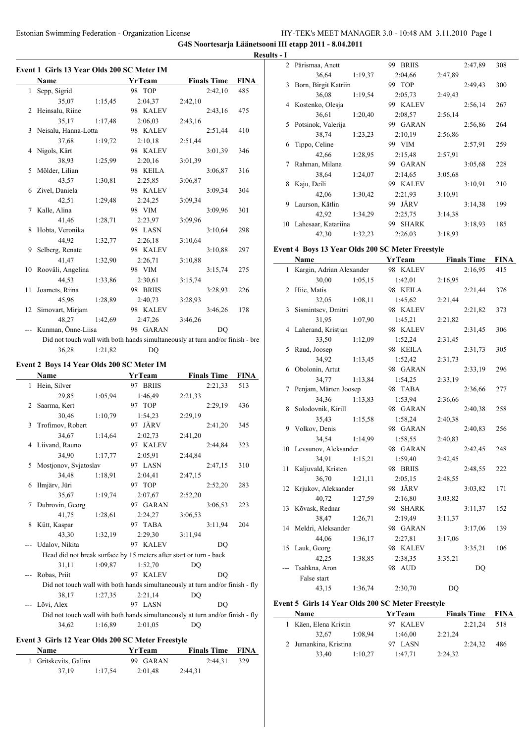G4S Noortesarja Läänetsooni III etapp 2011 - 8.04.2011

Results - I

### Event 1 Girls 13 Year Olds 200 SC Meter IM

| | Name | YrTeam | Finals Time | FINA |
|---|---|---|---|---|
| 1 | Sepp, Sigrid | 98 TOP | 2:42,10 | 485 |
| | 35,07 1:15,45 2:04,37 2:42,10 | | | |
| 2 | Heinsalu, Riine | 98 KALEV | 2:43,16 | 475 |
| | 35,17 1:17,48 2:06,03 2:43,16 | | | |
| 3 | Neisalu, Hanna-Lotta | 98 KALEV | 2:51,44 | 410 |
| | 37,68 1:19,72 2:10,18 2:51,44 | | | |
| 4 | Nigols, Kärt | 98 KALEV | 3:01,39 | 346 |
| | 38,93 1:25,99 2:20,16 3:01,39 | | | |
| 5 | Mölder, Lilian | 98 KEILA | 3:06,87 | 316 |
| | 43,57 1:30,81 2:25,85 3:06,87 | | | |
| 6 | Zivel, Daniela | 98 KALEV | 3:09,34 | 304 |
| | 42,51 1:29,48 2:24,25 3:09,34 | | | |
| 7 | Kalle, Alina | 98 VIM | 3:09,96 | 301 |
| | 41,46 1:28,71 2:23,97 3:09,96 | | | |
| 8 | Hobta, Veronika | 98 LASN | 3:10,64 | 298 |
| | 44,92 1:32,77 2:26,18 3:10,64 | | | |
| 9 | Selberg, Renate | 98 KALEV | 3:10,88 | 297 |
| | 41,47 1:32,90 2:26,71 3:10,88 | | | |
| 10 | Rooväli, Angelina | 98 VIM | 3:15,74 | 275 |
| | 44,53 1:33,86 2:30,61 3:15,74 | | | |
| 11 | Joamets, Riina | 98 BRIIS | 3:28,93 | 226 |
| | 45,96 1:28,89 2:40,73 3:28,93 | | | |
| 12 | Simovart, Mirjam | 98 KALEV | 3:46,26 | 178 |
| | 48,27 1:42,69 2:47,26 3:46,26 | | | |
| --- | Kunman, Õnne-Liisa | 98 GARAN | DQ | |
| | Did not touch wall with both hands simultaneously at turn and/or finish - bre | | | |
| | 36,28 1:21,82 DQ | | | |

### Event 2 Boys 14 Year Olds 200 SC Meter IM

| | Name | YrTeam | Finals Time | FINA |
|---|---|---|---|---|
| 1 | Hein, Silver | 97 BRIIS | 2:21,33 | 513 |
| | 29,85 1:05,94 1:46,49 2:21,33 | | | |
| 2 | Saarma, Kert | 97 TOP | 2:29,19 | 436 |
| | 30,46 1:10,79 1:54,23 2:29,19 | | | |
| 3 | Trofimov, Robert | 97 JÄRV | 2:41,20 | 345 |
| | 34,67 1:14,64 2:02,73 2:41,20 | | | |
| 4 | Liivand, Rauno | 97 KALEV | 2:44,84 | 323 |
| | 34,90 1:17,77 2:05,91 2:44,84 | | | |
| 5 | Mostjonov, Svjatoslav | 97 LASN | 2:47,15 | 310 |
| | 34,48 1:18,91 2:04,41 2:47,15 | | | |
| 6 | Ilmjärv, Jüri | 97 TOP | 2:52,20 | 283 |
| | 35,67 1:19,74 2:07,67 2:52,20 | | | |
| 7 | Dubrovin, Georg | 97 GARAN | 3:06,53 | 223 |
| | 41,75 1:28,61 2:24,27 3:06,53 | | | |
| 8 | Kütt, Kaspar | 97 TABA | 3:11,94 | 204 |
| | 43,30 1:32,19 2:29,30 3:11,94 | | | |
| --- | Udalov, Nikita | 97 KALEV | DQ | |
| | Head did not break surface by 15 meters after start or turn - back | | | |
| | 31,11 1:09,87 1:52,70 DQ | | | |
| --- | Robas, Priit | 97 KALEV | DQ | |
| | Did not touch wall with both hands simultaneously at turn and/or finish - fly | | | |
| | 38,17 1:27,35 2:21,14 DQ | | | |
| --- | Lõvi, Alex | 97 LASN | DQ | |
| | Did not touch wall with both hands simultaneously at turn and/or finish - fly | | | |
| | 34,62 1:16,89 2:01,05 DQ | | | |

### Event 3 Girls 12 Year Olds 200 SC Meter Freestyle

| | Name | YrTeam | Finals Time | FINA |
|---|---|---|---|---|
| 1 | Gritskevits, Galina | 99 GARAN | 2:44,31 | 329 |
| | 37,19 1:17,54 2:01,48 2:44,31 | | | |
| 2 | Pärismaa, Anett | 99 BRIIS | 2:47,89 | 308 |
| | 36,64 1:19,37 2:04,66 2:47,89 | | | |
| 3 | Born, Birgit Katriin | 99 TOP | 2:49,43 | 300 |
| | 36,08 1:19,54 2:05,73 2:49,43 | | | |
| 4 | Kostenko, Olesja | 99 KALEV | 2:56,14 | 267 |
| | 36,61 1:20,40 2:08,57 2:56,14 | | | |
| 5 | Potsinok, Valerija | 99 GARAN | 2:56,86 | 264 |
| | 38,74 1:23,23 2:10,19 2:56,86 | | | |
| 6 | Tippo, Celine | 99 VIM | 2:57,91 | 259 |
| | 42,66 1:28,95 2:15,48 2:57,91 | | | |
| 7 | Rahman, Milana | 99 GARAN | 3:05,68 | 228 |
| | 38,64 1:24,07 2:14,65 3:05,68 | | | |
| 8 | Kaju, Deili | 99 KALEV | 3:10,91 | 210 |
| | 42,06 1:30,42 2:21,93 3:10,91 | | | |
| 9 | Laurson, Kätlin | 99 JÄRV | 3:14,38 | 199 |
| | 42,92 1:34,29 2:25,75 3:14,38 | | | |
| 10 | Lahesaar, Katariina | 99 SHARK | 3:18,93 | 185 |
| | 42,30 1:32,23 2:26,03 3:18,93 | | | |

### Event 4 Boys 13 Year Olds 200 SC Meter Freestyle

| | Name | YrTeam | Finals Time | FINA |
|---|---|---|---|---|
| 1 | Kargin, Adrian Alexander | 98 KALEV | 2:16,95 | 415 |
| | 30,00 1:05,15 1:42,01 2:16,95 | | | |
| 2 | Hiie, Matis | 98 KEILA | 2:21,44 | 376 |
| | 32,05 1:08,11 1:45,62 2:21,44 | | | |
| 3 | Sismintsev, Dmitri | 98 KALEV | 2:21,82 | 373 |
| | 31,95 1:07,90 1:45,21 2:21,82 | | | |
| 4 | Laherand, Kristjan | 98 KALEV | 2:31,45 | 306 |
| | 33,50 1:12,09 1:52,24 2:31,45 | | | |
| 5 | Raud, Joosep | 98 KEILA | 2:31,73 | 305 |
| | 34,92 1:13,45 1:52,42 2:31,73 | | | |
| 6 | Obolonin, Artut | 98 GARAN | 2:33,19 | 296 |
| | 34,77 1:13,84 1:54,25 2:33,19 | | | |
| 7 | Penjam, Märten Joosep | 98 TABA | 2:36,66 | 277 |
| | 34,36 1:13,83 1:53,94 2:36,66 | | | |
| 8 | Solodovnik, Kirill | 98 GARAN | 2:40,38 | 258 |
| | 35,43 1:15,58 1:58,24 2:40,38 | | | |
| 9 | Volkov, Denis | 98 GARAN | 2:40,83 | 256 |
| | 34,54 1:14,99 1:58,55 2:40,83 | | | |
| 10 | Levsunov, Aleksander | 98 GARAN | 2:42,45 | 248 |
| | 34,91 1:15,21 1:59,40 2:42,45 | | | |
| 11 | Kaljuvald, Kristen | 98 BRIIS | 2:48,55 | 222 |
| | 36,70 1:21,11 2:05,15 2:48,55 | | | |
| 12 | Krjukov, Aleksander | 98 JÄRV | 3:03,82 | 171 |
| | 40,72 1:27,59 2:16,80 3:03,82 | | | |
| 13 | Kõvask, Rednar | 98 SHARK | 3:11,37 | 152 |
| | 38,47 1:26,71 2:19,49 3:11,37 | | | |
| 14 | Meldri, Aleksander | 98 GARAN | 3:17,06 | 139 |
| | 44,06 1:36,17 2:27,81 3:17,06 | | | |
| 15 | Lauk, Georg | 98 KALEV | 3:35,21 | 106 |
| | 42,25 1:38,85 2:38,35 3:35,21 | | | |
| --- | Tsahkna, Aron | 98 AUD | DQ | |
| | False start | | | |
| | 43,15 1:36,74 2:30,70 DQ | | | |

### Event 5 Girls 14 Year Olds 200 SC Meter Freestyle

| | Name | YrTeam | Finals Time | FINA |
|---|---|---|---|---|
| 1 | Käen, Elena Kristin | 97 KALEV | 2:21,24 | 518 |
| | 32,67 1:08,94 1:46,00 2:21,24 | | | |
| 2 | Jumankina, Kristina | 97 LASN | 2:24,32 | 486 |
| | 33,40 1:10,27 1:47,71 2:24,32 | | | |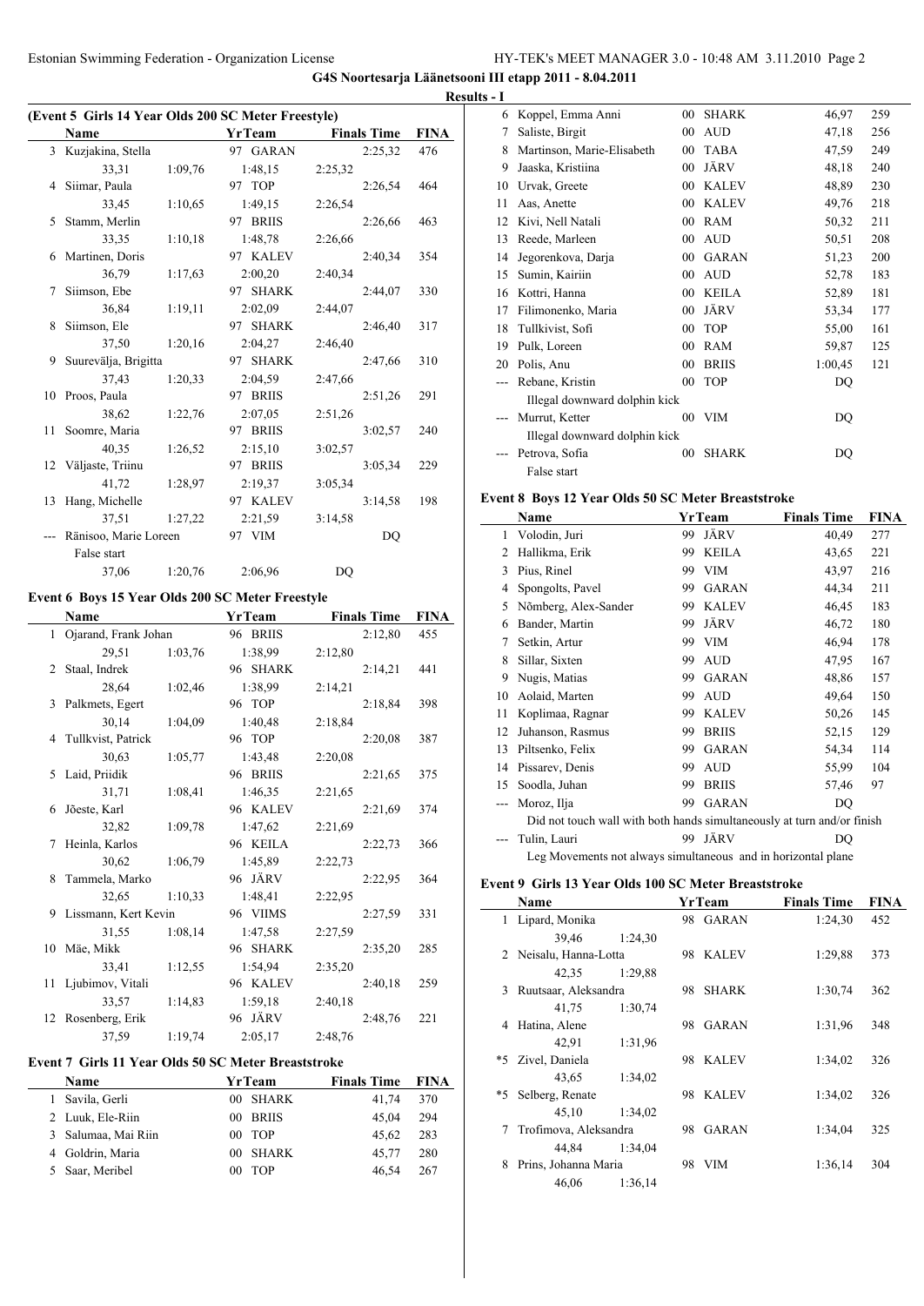G4S Noortesarja Läänetsooni III etapp 2011 - 8.04.2011

Results - I

### (Event 5 Girls 14 Year Olds 200 SC Meter Freestyle)

| | Name | | Yr | Team | | Finals Time | FINA |
|---|---|---|---|---|---|---|---|
| 3 | Kuzjakina, Stella | | 97 | GARAN | | 2:25,32 | 476 |
| | 33,31 | 1:09,76 | | 1:48,15 | 2:25,32 | | |
| 4 | Siimar, Paula | | 97 | TOP | | 2:26,54 | 464 |
| | 33,45 | 1:10,65 | | 1:49,15 | 2:26,54 | | |
| 5 | Stamm, Merlin | | 97 | BRIIS | | 2:26,66 | 463 |
| | 33,35 | 1:10,18 | | 1:48,78 | 2:26,66 | | |
| 6 | Martinen, Doris | | 97 | KALEV | | 2:40,34 | 354 |
| | 36,79 | 1:17,63 | | 2:00,20 | 2:40,34 | | |
| 7 | Siimson, Ebe | | 97 | SHARK | | 2:44,07 | 330 |
| | 36,84 | 1:19,11 | | 2:02,09 | 2:44,07 | | |
| 8 | Siimson, Ele | | 97 | SHARK | | 2:46,40 | 317 |
| | 37,50 | 1:20,16 | | 2:04,27 | 2:46,40 | | |
| 9 | Suurevälja, Brigitta | | 97 | SHARK | | 2:47,66 | 310 |
| | 37,43 | 1:20,33 | | 2:04,59 | 2:47,66 | | |
| 10 | Proos, Paula | | 97 | BRIIS | | 2:51,26 | 291 |
| | 38,62 | 1:22,76 | | 2:07,05 | 2:51,26 | | |
| 11 | Soomre, Maria | | 97 | BRIIS | | 3:02,57 | 240 |
| | 40,35 | 1:26,52 | | 2:15,10 | 3:02,57 | | |
| 12 | Väljaste, Triinu | | 97 | BRIIS | | 3:05,34 | 229 |
| | 41,72 | 1:28,97 | | 2:19,37 | 3:05,34 | | |
| 13 | Hang, Michelle | | 97 | KALEV | | 3:14,58 | 198 |
| | 37,51 | 1:27,22 | | 2:21,59 | 3:14,58 | | |
| --- | Räniso, Marie Loreen | | 97 | VIM | | DQ | |
| | False start | | | | | | |
| | 37,06 | 1:20,76 | | 2:06,96 | DQ | | |

### Event 6 Boys 15 Year Olds 200 SC Meter Freestyle

| | Name | | Yr | Team | | Finals Time | FINA |
|---|---|---|---|---|---|---|---|
| 1 | Ojarand, Frank Johan | | 96 | BRIIS | | 2:12,80 | 455 |
| | 29,51 | 1:03,76 | | 1:38,99 | 2:12,80 | | |
| 2 | Staal, Indrek | | 96 | SHARK | | 2:14,21 | 441 |
| | 28,64 | 1:02,46 | | 1:38,99 | 2:14,21 | | |
| 3 | Palkmets, Egert | | 96 | TOP | | 2:18,84 | 398 |
| | 30,14 | 1:04,09 | | 1:40,48 | 2:18,84 | | |
| 4 | Tullkvist, Patrick | | 96 | TOP | | 2:20,08 | 387 |
| | 30,63 | 1:05,77 | | 1:43,48 | 2:20,08 | | |
| 5 | Laid, Priidik | | 96 | BRIIS | | 2:21,65 | 375 |
| | 31,71 | 1:08,41 | | 1:46,35 | 2:21,65 | | |
| 6 | Jõeste, Karl | | 96 | KALEV | | 2:21,69 | 374 |
| | 32,82 | 1:09,78 | | 1:47,62 | 2:21,69 | | |
| 7 | Heinla, Karlos | | 96 | KEILA | | 2:22,73 | 366 |
| | 30,62 | 1:06,79 | | 1:45,89 | 2:22,73 | | |
| 8 | Tammela, Marko | | 96 | JÄRV | | 2:22,95 | 364 |
| | 32,65 | 1:10,33 | | 1:48,41 | 2:22,95 | | |
| 9 | Lissmann, Kert Kevin | | 96 | VIIMS | | 2:27,59 | 331 |
| | 31,55 | 1:08,14 | | 1:47,58 | 2:27,59 | | |
| 10 | Mäe, Mikk | | 96 | SHARK | | 2:35,20 | 285 |
| | 33,41 | 1:12,55 | | 1:54,94 | 2:35,20 | | |
| 11 | Ljubimov, Vitali | | 96 | KALEV | | 2:40,18 | 259 |
| | 33,57 | 1:14,83 | | 1:59,18 | 2:40,18 | | |
| 12 | Rosenberg, Erik | | 96 | JÄRV | | 2:48,76 | 221 |
| | 37,59 | 1:19,74 | | 2:05,17 | 2:48,76 | | |

### Event 7 Girls 11 Year Olds 50 SC Meter Breaststroke

| | Name | Yr | Team | Finals Time | FINA |
|---|---|---|---|---|---|
| 1 | Savila, Gerli | 00 | SHARK | 41,74 | 370 |
| 2 | Luuk, Ele-Riin | 00 | BRIIS | 45,04 | 294 |
| 3 | Salumaa, Mai Riin | 00 | TOP | 45,62 | 283 |
| 4 | Goldrin, Maria | 00 | SHARK | 45,77 | 280 |
| 5 | Saar, Meribel | 00 | TOP | 46,54 | 267 |
| 6 | Koppel, Emma Anni | 00 | SHARK | 46,97 | 259 |
| 7 | Saliste, Birgit | 00 | AUD | 47,18 | 256 |
| 8 | Martinson, Marie-Elisabeth | 00 | TABA | 47,59 | 249 |
| 9 | Jaaska, Kristiina | 00 | JÄRV | 48,18 | 240 |
| 10 | Urvak, Greete | 00 | KALEV | 48,89 | 230 |
| 11 | Aas, Anette | 00 | KALEV | 49,76 | 218 |
| 12 | Kivi, Nell Natali | 00 | RAM | 50,32 | 211 |
| 13 | Reede, Marleen | 00 | AUD | 50,51 | 208 |
| 14 | Jegorenkova, Darja | 00 | GARAN | 51,23 | 200 |
| 15 | Sumin, Kairiin | 00 | AUD | 52,78 | 183 |
| 16 | Kottri, Hanna | 00 | KEILA | 52,89 | 181 |
| 17 | Filimonenko, Maria | 00 | JÄRV | 53,34 | 177 |
| 18 | Tullkivist, Sofi | 00 | TOP | 55,00 | 161 |
| 19 | Pulk, Loreen | 00 | RAM | 59,87 | 125 |
| 20 | Polis, Anu | 00 | BRIIS | 1:00,45 | 121 |
| --- | Rebane, Kristin | 00 | TOP | DQ | |
| | Illegal downward dolphin kick | | | | |
| --- | Murrut, Ketter | 00 | VIM | DQ | |
| | Illegal downward dolphin kick | | | | |
| --- | Petrova, Sofia | 00 | SHARK | DQ | |
| | False start | | | | |

### Event 8 Boys 12 Year Olds 50 SC Meter Breaststroke

| | Name | Yr | Team | Finals Time | FINA |
|---|---|---|---|---|---|
| 1 | Volodin, Juri | 99 | JÄRV | 40,49 | 277 |
| 2 | Hallikma, Erik | 99 | KEILA | 43,65 | 221 |
| 3 | Pius, Rinel | 99 | VIM | 43,97 | 216 |
| 4 | Spongolts, Pavel | 99 | GARAN | 44,34 | 211 |
| 5 | Nõmberg, Alex-Sander | 99 | KALEV | 46,45 | 183 |
| 6 | Bander, Martin | 99 | JÄRV | 46,72 | 180 |
| 7 | Setkin, Artur | 99 | VIM | 46,94 | 178 |
| 8 | Sillar, Sixten | 99 | AUD | 47,95 | 167 |
| 9 | Nugis, Matias | 99 | GARAN | 48,86 | 157 |
| 10 | Aolaid, Marten | 99 | AUD | 49,64 | 150 |
| 11 | Koplimaa, Ragnar | 99 | KALEV | 50,26 | 145 |
| 12 | Juhanson, Rasmus | 99 | BRIIS | 52,15 | 129 |
| 13 | Piltsenko, Felix | 99 | GARAN | 54,34 | 114 |
| 14 | Pissarev, Denis | 99 | AUD | 55,99 | 104 |
| 15 | Soodla, Juhan | 99 | BRIIS | 57,46 | 97 |
| --- | Moroz, Ilja | 99 | GARAN | DQ | |
| | Did not touch wall with both hands simultaneously at turn and/or finish | | | | |
| --- | Tulin, Lauri | 99 | JÄRV | DQ | |
| | Leg Movements not always simultaneous and in horizontal plane | | | | |

### Event 9 Girls 13 Year Olds 100 SC Meter Breaststroke

| | Name | | Yr | Team | Finals Time | FINA |
|---|---|---|---|---|---|---|
| 1 | Lipard, Monika | | 98 | GARAN | 1:24,30 | 452 |
| | 39,46 | 1:24,30 | | | | |
| 2 | Neisalu, Hanna-Lotta | | 98 | KALEV | 1:29,88 | 373 |
| | 42,35 | 1:29,88 | | | | |
| 3 | Ruutsaar, Aleksandra | | 98 | SHARK | 1:30,74 | 362 |
| | 41,75 | 1:30,74 | | | | |
| 4 | Hatina, Alene | | 98 | GARAN | 1:31,96 | 348 |
| | 42,91 | 1:31,96 | | | | |
| *5 | Zivel, Daniela | | 98 | KALEV | 1:34,02 | 326 |
| | 43,65 | 1:34,02 | | | | |
| *5 | Selberg, Renate | | 98 | KALEV | 1:34,02 | 326 |
| | 45,10 | 1:34,02 | | | | |
| 7 | Trofimova, Aleksandra | | 98 | GARAN | 1:34,04 | 325 |
| | 44,84 | 1:34,04 | | | | |
| 8 | Prins, Johanna Maria | | 98 | VIM | 1:36,14 | 304 |
| | 46,06 | 1:36,14 | | | | |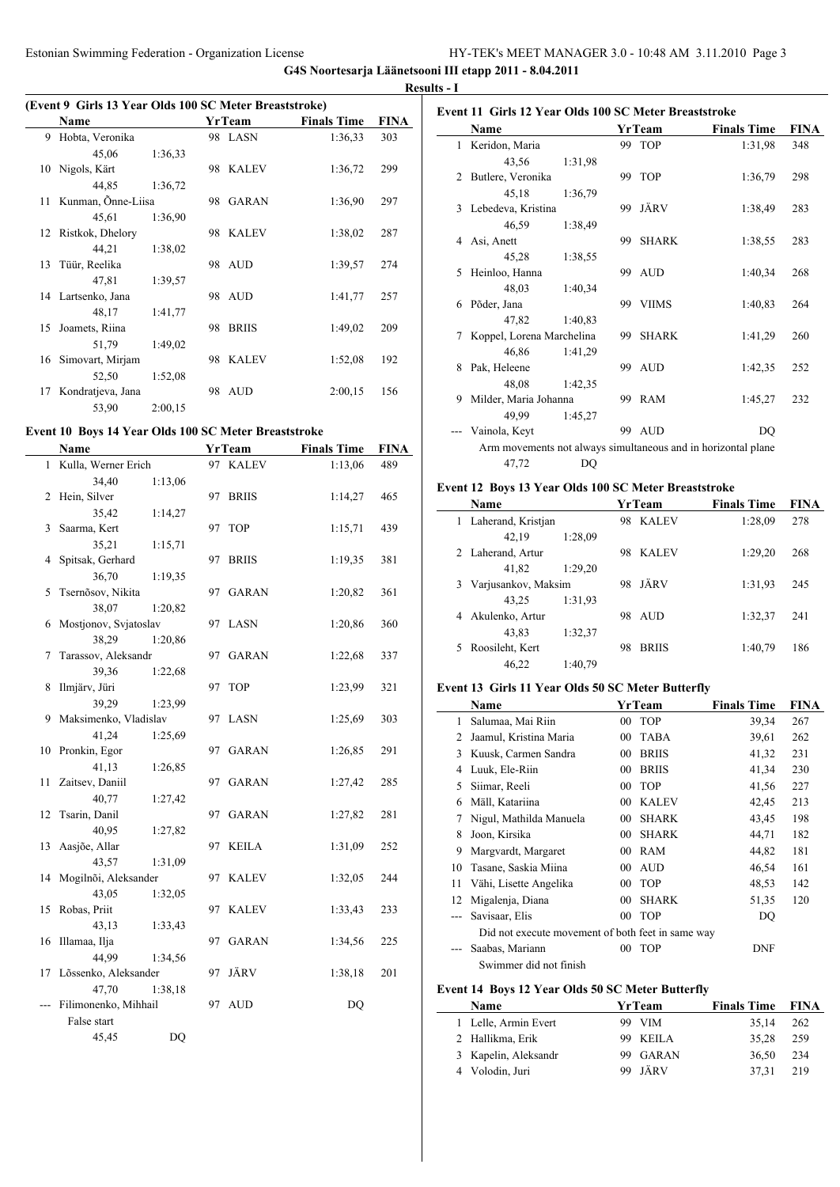**G4S Noortesarja Läänetsooni III etapp 2011 - 8.04.2011**

**Results - I**

### (Event 9 Girls 13 Year Olds 100 SC Meter Breaststroke)

| | Name | Yr | Team | Finals Time | FINA |
|---|---|---|---|---|---|
| 9 | Hobta, Veronika | 98 | LASN | 1:36,33 | 303 |
| | 45,06 | 1:36,33 | | | |
| 10 | Nigols, Kärt | 98 | KALEV | 1:36,72 | 299 |
| | 44,85 | 1:36,72 | | | |
| 11 | Kunman, Õnne-Liisa | 98 | GARAN | 1:36,90 | 297 |
| | 45,61 | 1:36,90 | | | |
| 12 | Ristkok, Dhelory | 98 | KALEV | 1:38,02 | 287 |
| | 44,21 | 1:38,02 | | | |
| 13 | Tüür, Reelika | 98 | AUD | 1:39,57 | 274 |
| | 47,81 | 1:39,57 | | | |
| 14 | Lartsenko, Jana | 98 | AUD | 1:41,77 | 257 |
| | 48,17 | 1:41,77 | | | |
| 15 | Joamets, Riina | 98 | BRIIS | 1:49,02 | 209 |
| | 51,79 | 1:49,02 | | | |
| 16 | Simovart, Mirjam | 98 | KALEV | 1:52,08 | 192 |
| | 52,50 | 1:52,08 | | | |
| 17 | Kondratjeva, Jana | 98 | AUD | 2:00,15 | 156 |
| | 53,90 | 2:00,15 | | | |

### Event 10 Boys 14 Year Olds 100 SC Meter Breaststroke

| | Name | Yr | Team | Finals Time | FINA |
|---|---|---|---|---|---|
| 1 | Kulla, Werner Erich | 97 | KALEV | 1:13,06 | 489 |
| | 34,40 | 1:13,06 | | | |
| 2 | Hein, Silver | 97 | BRIIS | 1:14,27 | 465 |
| | 35,42 | 1:14,27 | | | |
| 3 | Saarma, Kert | 97 | TOP | 1:15,71 | 439 |
| | 35,21 | 1:15,71 | | | |
| 4 | Spitsak, Gerhard | 97 | BRIIS | 1:19,35 | 381 |
| | 36,70 | 1:19,35 | | | |
| 5 | Tsernõsov, Nikita | 97 | GARAN | 1:20,82 | 361 |
| | 38,07 | 1:20,82 | | | |
| 6 | Mostjonov, Svjatoslav | 97 | LASN | 1:20,86 | 360 |
| | 38,29 | 1:20,86 | | | |
| 7 | Tarassov, Aleksandr | 97 | GARAN | 1:22,68 | 337 |
| | 39,36 | 1:22,68 | | | |
| 8 | Ilmjärv, Jüri | 97 | TOP | 1:23,99 | 321 |
| | 39,29 | 1:23,99 | | | |
| 9 | Maksimenko, Vladislav | 97 | LASN | 1:25,69 | 303 |
| | 41,24 | 1:25,69 | | | |
| 10 | Pronkin, Egor | 97 | GARAN | 1:26,85 | 291 |
| | 41,13 | 1:26,85 | | | |
| 11 | Zaitsev, Daniil | 97 | GARAN | 1:27,42 | 285 |
| | 40,77 | 1:27,42 | | | |
| 12 | Tsarin, Danil | 97 | GARAN | 1:27,82 | 281 |
| | 40,95 | 1:27,82 | | | |
| 13 | Aasjõe, Allar | 97 | KEILA | 1:31,09 | 252 |
| | 43,57 | 1:31,09 | | | |
| 14 | Mogilnõi, Aleksander | 97 | KALEV | 1:32,05 | 244 |
| | 43,05 | 1:32,05 | | | |
| 15 | Robas, Priit | 97 | KALEV | 1:33,43 | 233 |
| | 43,13 | 1:33,43 | | | |
| 16 | Illamaa, Ilja | 97 | GARAN | 1:34,56 | 225 |
| | 44,99 | 1:34,56 | | | |
| 17 | Lõssenko, Aleksander | 97 | JÄRV | 1:38,18 | 201 |
| | 47,70 | 1:38,18 | | | |
| --- | Filimonenko, Mihhail | 97 | AUD | DQ | |
| | False start | | | | |
| | 45,45 | DQ | | | |

### Event 11 Girls 12 Year Olds 100 SC Meter Breaststroke

| | Name | Yr | Team | Finals Time | FINA |
|---|---|---|---|---|---|
| 1 | Keridon, Maria | 99 | TOP | 1:31,98 | 348 |
| | 43,56 | 1:31,98 | | | |
| 2 | Butlere, Veronika | 99 | TOP | 1:36,79 | 298 |
| | 45,18 | 1:36,79 | | | |
| 3 | Lebedeva, Kristina | 99 | JÄRV | 1:38,49 | 283 |
| | 46,59 | 1:38,49 | | | |
| 4 | Asi, Anett | 99 | SHARK | 1:38,55 | 283 |
| | 45,28 | 1:38,55 | | | |
| 5 | Heinloo, Hanna | 99 | AUD | 1:40,34 | 268 |
| | 48,03 | 1:40,34 | | | |
| 6 | Põder, Jana | 99 | VIIMS | 1:40,83 | 264 |
| | 47,82 | 1:40,83 | | | |
| 7 | Koppel, Lorena Marchelina | 99 | SHARK | 1:41,29 | 260 |
| | 46,86 | 1:41,29 | | | |
| 8 | Pak, Heleene | 99 | AUD | 1:42,35 | 252 |
| | 48,08 | 1:42,35 | | | |
| 9 | Milder, Maria Johanna | 99 | RAM | 1:45,27 | 232 |
| | 49,99 | 1:45,27 | | | |
| --- | Vainola, Keyt | 99 | AUD | DQ | |
| | Arm movements not always simultaneous and in horizontal plane | | | | |
| | 47,72 | DQ | | | |

### Event 12 Boys 13 Year Olds 100 SC Meter Breaststroke

| | Name | Yr | Team | Finals Time | FINA |
|---|---|---|---|---|---|
| 1 | Laherand, Kristjan | 98 | KALEV | 1:28,09 | 278 |
| | 42,19 | 1:28,09 | | | |
| 2 | Laherand, Artur | 98 | KALEV | 1:29,20 | 268 |
| | 41,82 | 1:29,20 | | | |
| 3 | Varjusankov, Maksim | 98 | JÄRV | 1:31,93 | 245 |
| | 43,25 | 1:31,93 | | | |
| 4 | Akulenko, Artur | 98 | AUD | 1:32,37 | 241 |
| | 43,83 | 1:32,37 | | | |
| 5 | Roosileht, Kert | 98 | BRIIS | 1:40,79 | 186 |
| | 46,22 | 1:40,79 | | | |

### Event 13 Girls 11 Year Olds 50 SC Meter Butterfly

| | Name | Yr | Team | Finals Time | FINA |
|---|---|---|---|---|---|
| 1 | Salumaa, Mai Riin | 00 | TOP | 39,34 | 267 |
| 2 | Jaamul, Kristina Maria | 00 | TABA | 39,61 | 262 |
| 3 | Kuusk, Carmen Sandra | 00 | BRIIS | 41,32 | 231 |
| 4 | Luuk, Ele-Riin | 00 | BRIIS | 41,34 | 230 |
| 5 | Siimar, Reeli | 00 | TOP | 41,56 | 227 |
| 6 | Mäll, Katariina | 00 | KALEV | 42,45 | 213 |
| 7 | Nigul, Mathilda Manuela | 00 | SHARK | 43,45 | 198 |
| 8 | Joon, Kirsika | 00 | SHARK | 44,71 | 182 |
| 9 | Margvardt, Margaret | 00 | RAM | 44,82 | 181 |
| 10 | Tasane, Saskia Miina | 00 | AUD | 46,54 | 161 |
| 11 | Vähi, Lisette Angelika | 00 | TOP | 48,53 | 142 |
| 12 | Migalenja, Diana | 00 | SHARK | 51,35 | 120 |
| --- | Savisaar, Elis | 00 | TOP | DQ | |
| | Did not execute movement of both feet in same way | | | | |
| --- | Saabas, Mariann | 00 | TOP | DNF | |
| | Swimmer did not finish | | | | |

### Event 14 Boys 12 Year Olds 50 SC Meter Butterfly

| | Name | Yr | Team | Finals Time | FINA |
|---|---|---|---|---|---|
| 1 | Lelle, Armin Evert | 99 | VIM | 35,14 | 262 |
| 2 | Hallikma, Erik | 99 | KEILA | 35,28 | 259 |
| 3 | Kapelin, Aleksandr | 99 | GARAN | 36,50 | 234 |
| 4 | Volodin, Juri | 99 | JÄRV | 37,31 | 219 |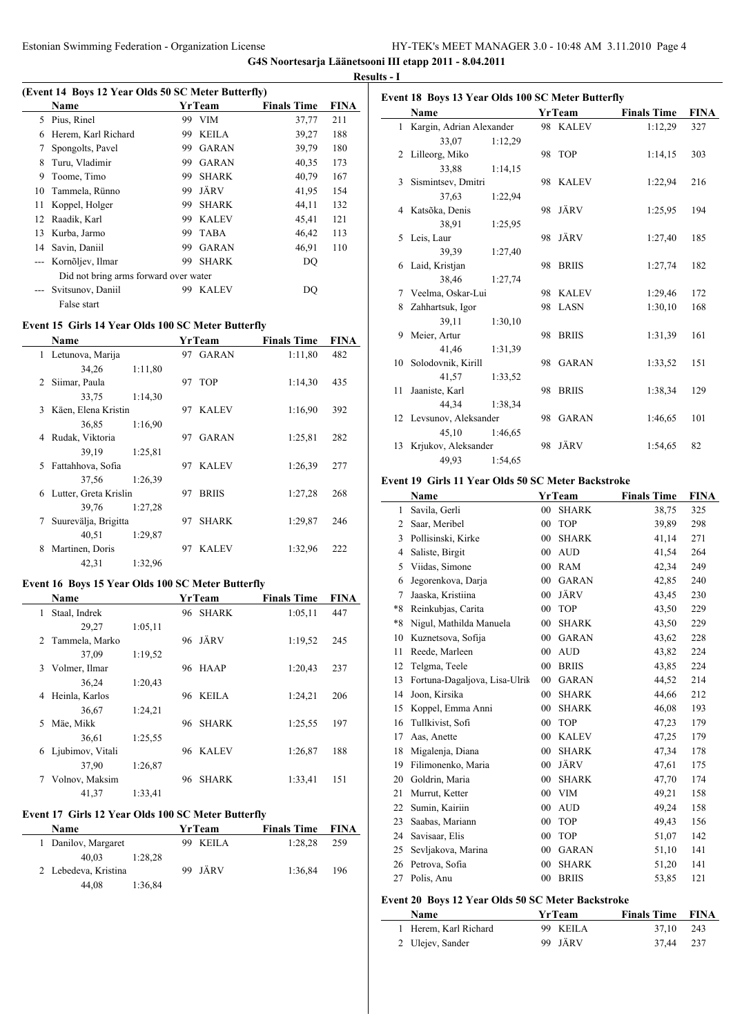**G4S Noortesarja Läänetsooni III etapp 2011 - 8.04.2011**

**Results - I**

### (Event 14 Boys 12 Year Olds 50 SC Meter Butterfly)

| | Name | Yr | Team | Finals Time | FINA |
|---|---|---|---|---|---|
| 5 | Pius, Rinel | 99 | VIM | 37,77 | 211 |
| 6 | Herem, Karl Richard | 99 | KEILA | 39,27 | 188 |
| 7 | Spongolts, Pavel | 99 | GARAN | 39,79 | 180 |
| 8 | Turu, Vladimir | 99 | GARAN | 40,35 | 173 |
| 9 | Toome, Timo | 99 | SHARK | 40,79 | 167 |
| 10 | Tammela, Rünno | 99 | JÄRV | 41,95 | 154 |
| 11 | Koppel, Holger | 99 | SHARK | 44,11 | 132 |
| 12 | Raadik, Karl | 99 | KALEV | 45,41 | 121 |
| 13 | Kurba, Jarmo | 99 | TABA | 46,42 | 113 |
| 14 | Savin, Daniil | 99 | GARAN | 46,91 | 110 |
| --- | Kornõljev, Ilmar | 99 | SHARK | DQ | |
| | Did not bring arms forward over water | | | | |
| --- | Svitsunov, Daniil | 99 | KALEV | DQ | |
| | False start | | | | |

### Event 15 Girls 14 Year Olds 100 SC Meter Butterfly

| | Name | Yr | Team | Finals Time | FINA |
|---|---|---|---|---|---|
| 1 | Letunova, Marija | 97 | GARAN | 1:11,80 | 482 |
| | 34,26 1:11,80 | | | | |
| 2 | Siimar, Paula | 97 | TOP | 1:14,30 | 435 |
| | 33,75 1:14,30 | | | | |
| 3 | Käen, Elena Kristin | 97 | KALEV | 1:16,90 | 392 |
| | 36,85 1:16,90 | | | | |
| 4 | Rudak, Viktoria | 97 | GARAN | 1:25,81 | 282 |
| | 39,19 1:25,81 | | | | |
| 5 | Fattahhova, Sofia | 97 | KALEV | 1:26,39 | 277 |
| | 37,56 1:26,39 | | | | |
| 6 | Lutter, Greta Krislin | 97 | BRIIS | 1:27,28 | 268 |
| | 39,76 1:27,28 | | | | |
| 7 | Suurevälja, Brigitta | 97 | SHARK | 1:29,87 | 246 |
| | 40,51 1:29,87 | | | | |
| 8 | Martinen, Doris | 97 | KALEV | 1:32,96 | 222 |
| | 42,31 1:32,96 | | | | |

### Event 16 Boys 15 Year Olds 100 SC Meter Butterfly

| | Name | Yr | Team | Finals Time | FINA |
|---|---|---|---|---|---|
| 1 | Staal, Indrek | 96 | SHARK | 1:05,11 | 447 |
| | 29,27 1:05,11 | | | | |
| 2 | Tammela, Marko | 96 | JÄRV | 1:19,52 | 245 |
| | 37,09 1:19,52 | | | | |
| 3 | Volmer, Ilmar | 96 | HAAP | 1:20,43 | 237 |
| | 36,24 1:20,43 | | | | |
| 4 | Heinla, Karlos | 96 | KEILA | 1:24,21 | 206 |
| | 36,67 1:24,21 | | | | |
| 5 | Mäe, Mikk | 96 | SHARK | 1:25,55 | 197 |
| | 36,61 1:25,55 | | | | |
| 6 | Ljubimov, Vitali | 96 | KALEV | 1:26,87 | 188 |
| | 37,90 1:26,87 | | | | |
| 7 | Volnov, Maksim | 96 | SHARK | 1:33,41 | 151 |
| | 41,37 1:33,41 | | | | |

### Event 17 Girls 12 Year Olds 100 SC Meter Butterfly

| | Name | Yr | Team | Finals Time | FINA |
|---|---|---|---|---|---|
| 1 | Danilov, Margaret | 99 | KEILA | 1:28,28 | 259 |
| | 40,03 1:28,28 | | | | |
| 2 | Lebedeva, Kristina | 99 | JÄRV | 1:36,84 | 196 |
| | 44,08 1:36,84 | | | | |

### Event 18 Boys 13 Year Olds 100 SC Meter Butterfly

| | Name | Yr | Team | Finals Time | FINA |
|---|---|---|---|---|---|
| 1 | Kargin, Adrian Alexander | 98 | KALEV | 1:12,29 | 327 |
| | 33,07 1:12,29 | | | | |
| 2 | Lilleorg, Miko | 98 | TOP | 1:14,15 | 303 |
| | 33,88 1:14,15 | | | | |
| 3 | Sismintsev, Dmitri | 98 | KALEV | 1:22,94 | 216 |
| | 37,63 1:22,94 | | | | |
| 4 | Katsõka, Denis | 98 | JÄRV | 1:25,95 | 194 |
| | 38,91 1:25,95 | | | | |
| 5 | Leis, Laur | 98 | JÄRV | 1:27,40 | 185 |
| | 39,39 1:27,40 | | | | |
| 6 | Laid, Kristjan | 98 | BRIIS | 1:27,74 | 182 |
| | 38,46 1:27,74 | | | | |
| 7 | Veelma, Oskar-Lui | 98 | KALEV | 1:29,46 | 172 |
| 8 | Zahhartsuk, Igor | 98 | LASN | 1:30,10 | 168 |
| | 39,11 1:30,10 | | | | |
| 9 | Meier, Artur | 98 | BRIIS | 1:31,39 | 161 |
| | 41,46 1:31,39 | | | | |
| 10 | Solodovnik, Kirill | 98 | GARAN | 1:33,52 | 151 |
| | 41,57 1:33,52 | | | | |
| 11 | Jaaniste, Karl | 98 | BRIIS | 1:38,34 | 129 |
| | 44,34 1:38,34 | | | | |
| 12 | Levsunov, Aleksander | 98 | GARAN | 1:46,65 | 101 |
| | 45,10 1:46,65 | | | | |
| 13 | Krjukov, Aleksander | 98 | JÄRV | 1:54,65 | 82 |
| | 49,93 1:54,65 | | | | |

### Event 19 Girls 11 Year Olds 50 SC Meter Backstroke

| | Name | Yr | Team | Finals Time | FINA |
|---|---|---|---|---|---|
| 1 | Savila, Gerli | 00 | SHARK | 38,75 | 325 |
| 2 | Saar, Meribel | 00 | TOP | 39,89 | 298 |
| 3 | Pollisinski, Kirke | 00 | SHARK | 41,14 | 271 |
| 4 | Saliste, Birgit | 00 | AUD | 41,54 | 264 |
| 5 | Viidas, Simone | 00 | RAM | 42,34 | 249 |
| 6 | Jegorenkova, Darja | 00 | GARAN | 42,85 | 240 |
| 7 | Jaaska, Kristiina | 00 | JÄRV | 43,45 | 230 |
| *8 | Reinkubjas, Carita | 00 | TOP | 43,50 | 229 |
| *8 | Nigul, Mathilda Manuela | 00 | SHARK | 43,50 | 229 |
| 10 | Kuznetsova, Sofija | 00 | GARAN | 43,62 | 228 |
| 11 | Reede, Marleen | 00 | AUD | 43,82 | 224 |
| 12 | Telgma, Teele | 00 | BRIIS | 43,85 | 224 |
| 13 | Fortuna-Dagaljova, Lisa-Ulrik | 00 | GARAN | 44,52 | 214 |
| 14 | Joon, Kirsika | 00 | SHARK | 44,66 | 212 |
| 15 | Koppel, Emma Anni | 00 | SHARK | 46,08 | 193 |
| 16 | Tullkivist, Sofi | 00 | TOP | 47,23 | 179 |
| 17 | Aas, Anette | 00 | KALEV | 47,25 | 179 |
| 18 | Migalenja, Diana | 00 | SHARK | 47,34 | 178 |
| 19 | Filimonenko, Maria | 00 | JÄRV | 47,61 | 175 |
| 20 | Goldrin, Maria | 00 | SHARK | 47,70 | 174 |
| 21 | Murrut, Ketter | 00 | VIM | 49,21 | 158 |
| 22 | Sumin, Kairiin | 00 | AUD | 49,24 | 158 |
| 23 | Saabas, Mariann | 00 | TOP | 49,43 | 156 |
| 24 | Savisaar, Elis | 00 | TOP | 51,07 | 142 |
| 25 | Sevljakova, Marina | 00 | GARAN | 51,10 | 141 |
| 26 | Petrova, Sofia | 00 | SHARK | 51,20 | 141 |
| 27 | Polis, Anu | 00 | BRIIS | 53,85 | 121 |

### Event 20 Boys 12 Year Olds 50 SC Meter Backstroke

| | Name | Yr | Team | Finals Time | FINA |
|---|---|---|---|---|---|
| 1 | Herem, Karl Richard | 99 | KEILA | 37,10 | 243 |
| 2 | Ulejev, Sander | 99 | JÄRV | 37,44 | 237 |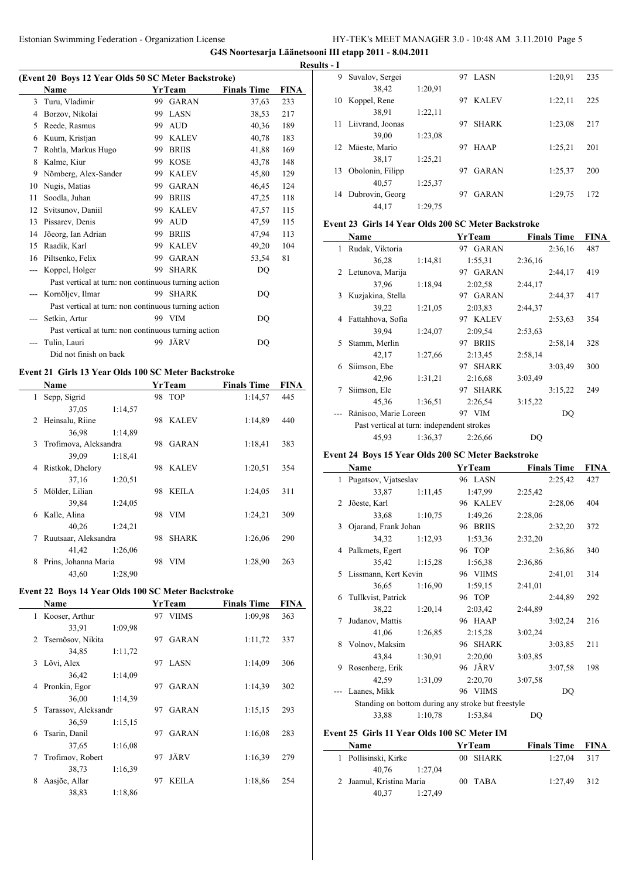**G4S Noortesarja Läänetsooni III etapp 2011 - 8.04.2011**

**Results - I**

### (Event 20 Boys 12 Year Olds 50 SC Meter Backstroke)

| | Name | Yr | Team | Finals Time | FINA |
|---|---|---|---|---|---|
| 3 | Turu, Vladimir | 99 | GARAN | 37,63 | 233 |
| 4 | Borzov, Nikolai | 99 | LASN | 38,53 | 217 |
| 5 | Reede, Rasmus | 99 | AUD | 40,36 | 189 |
| 6 | Kuum, Kristjan | 99 | KALEV | 40,78 | 183 |
| 7 | Rohtla, Markus Hugo | 99 | BRIIS | 41,88 | 169 |
| 8 | Kalme, Kiur | 99 | KOSE | 43,78 | 148 |
| 9 | Nõmberg, Alex-Sander | 99 | KALEV | 45,80 | 129 |
| 10 | Nugis, Matias | 99 | GARAN | 46,45 | 124 |
| 11 | Soodla, Juhan | 99 | BRIIS | 47,25 | 118 |
| 12 | Svitsunov, Daniil | 99 | KALEV | 47,57 | 115 |
| 13 | Pissarev, Denis | 99 | AUD | 47,59 | 115 |
| 14 | Jõeorg, Ian Adrian | 99 | BRIIS | 47,94 | 113 |
| 15 | Raadik, Karl | 99 | KALEV | 49,20 | 104 |
| 16 | Piltsenko, Felix | 99 | GARAN | 53,54 | 81 |
| --- | Koppel, Holger | 99 | SHARK | DQ | |
| | Past vertical at turn: non continuous turning action | | | | |
| --- | Kornõljev, Ilmar | 99 | SHARK | DQ | |
| | Past vertical at turn: non continuous turning action | | | | |
| --- | Setkin, Artur | 99 | VIM | DQ | |
| | Past vertical at turn: non continuous turning action | | | | |
| --- | Tulin, Lauri | 99 | JÄRV | DQ | |
| | Did not finish on back | | | | |

### Event 21 Girls 13 Year Olds 100 SC Meter Backstroke

| | Name | | Yr | Team | Finals Time | FINA |
|---|---|---|---|---|---|---|
| 1 | Sepp, Sigrid | | 98 | TOP | 1:14,57 | 445 |
| | 37,05 | 1:14,57 | | | | |
| 2 | Heinsalu, Riine | | 98 | KALEV | 1:14,89 | 440 |
| | 36,98 | 1:14,89 | | | | |
| 3 | Trofimova, Aleksandra | | 98 | GARAN | 1:18,41 | 383 |
| | 39,09 | 1:18,41 | | | | |
| 4 | Ristkok, Dhelory | | 98 | KALEV | 1:20,51 | 354 |
| | 37,16 | 1:20,51 | | | | |
| 5 | Mölder, Lilian | | 98 | KEILA | 1:24,05 | 311 |
| | 39,84 | 1:24,05 | | | | |
| 6 | Kalle, Alina | | 98 | VIM | 1:24,21 | 309 |
| | 40,26 | 1:24,21 | | | | |
| 7 | Ruutsaar, Aleksandra | | 98 | SHARK | 1:26,06 | 290 |
| | 41,42 | 1:26,06 | | | | |
| 8 | Prins, Johanna Maria | | 98 | VIM | 1:28,90 | 263 |
| | 43,60 | 1:28,90 | | | | |

### Event 22 Boys 14 Year Olds 100 SC Meter Backstroke

| | Name | | Yr | Team | Finals Time | FINA |
|---|---|---|---|---|---|---|
| 1 | Kooser, Arthur | | 97 | VIIMS | 1:09,98 | 363 |
| | 33,91 | 1:09,98 | | | | |
| 2 | Tsernõsov, Nikita | | 97 | GARAN | 1:11,72 | 337 |
| | 34,85 | 1:11,72 | | | | |
| 3 | Lõvi, Alex | | 97 | LASN | 1:14,09 | 306 |
| | 36,42 | 1:14,09 | | | | |
| 4 | Pronkin, Egor | | 97 | GARAN | 1:14,39 | 302 |
| | 36,00 | 1:14,39 | | | | |
| 5 | Tarassov, Aleksandr | | 97 | GARAN | 1:15,15 | 293 |
| | 36,59 | 1:15,15 | | | | |
| 6 | Tsarin, Danil | | 97 | GARAN | 1:16,08 | 283 |
| | 37,65 | 1:16,08 | | | | |
| 7 | Trofimov, Robert | | 97 | JÄRV | 1:16,39 | 279 |
| | 38,73 | 1:16,39 | | | | |
| 8 | Aasjõe, Allar | | 97 | KEILA | 1:18,86 | 254 |
| | 38,83 | 1:18,86 | | | | |
| 9 | Suvalov, Sergei | | 97 | LASN | 1:20,91 | 235 |
| | 38,42 | 1:20,91 | | | | |
| 10 | Koppel, Rene | | 97 | KALEV | 1:22,11 | 225 |
| | 38,91 | 1:22,11 | | | | |
| 11 | Liivrand, Joonas | | 97 | SHARK | 1:23,08 | 217 |
| | 39,00 | 1:23,08 | | | | |
| 12 | Mäeste, Mario | | 97 | HAAP | 1:25,21 | 201 |
| | 38,17 | 1:25,21 | | | | |
| 13 | Obolonin, Filipp | | 97 | GARAN | 1:25,37 | 200 |
| | 40,57 | 1:25,37 | | | | |
| 14 | Dubrovin, Georg | | 97 | GARAN | 1:29,75 | 172 |
| | 44,17 | 1:29,75 | | | | |

### Event 23 Girls 14 Year Olds 200 SC Meter Backstroke

| | Name | | Yr | Team | | Finals Time | FINA |
|---|---|---|---|---|---|---|---|
| 1 | Rudak, Viktoria | | 97 | GARAN | | 2:36,16 | 487 |
| | 36,28 | 1:14,81 | | 1:55,31 | 2:36,16 | | |
| 2 | Letunova, Marija | | 97 | GARAN | | 2:44,17 | 419 |
| | 37,96 | 1:18,94 | | 2:02,58 | 2:44,17 | | |
| 3 | Kuzjakina, Stella | | 97 | GARAN | | 2:44,37 | 417 |
| | 39,22 | 1:21,05 | | 2:03,83 | 2:44,37 | | |
| 4 | Fattahhova, Sofia | | 97 | KALEV | | 2:53,63 | 354 |
| | 39,94 | 1:24,07 | | 2:09,54 | 2:53,63 | | |
| 5 | Stamm, Merlin | | 97 | BRIIS | | 2:58,14 | 328 |
| | 42,17 | 1:27,66 | | 2:13,45 | 2:58,14 | | |
| 6 | Siimson, Ebe | | 97 | SHARK | | 3:03,49 | 300 |
| | 42,96 | 1:31,21 | | 2:16,68 | 3:03,49 | | |
| 7 | Siimson, Ele | | 97 | SHARK | | 3:15,22 | 249 |
| | 45,36 | 1:36,51 | | 2:26,54 | 3:15,22 | | |
| --- | Ränisoo, Marie Loreen | | 97 | VIM | | DQ | |
| | Past vertical at turn: independent strokes | | | | | | |
| | 45,93 | 1:36,37 | | 2:26,66 | DQ | | |

### Event 24 Boys 15 Year Olds 200 SC Meter Backstroke

| | Name | | Yr | Team | | Finals Time | FINA |
|---|---|---|---|---|---|---|---|
| 1 | Pugatsov, Vjatseslav | | 96 | LASN | | 2:25,42 | 427 |
| | 33,87 | 1:11,45 | | 1:47,99 | 2:25,42 | | |
| 2 | Jõeste, Karl | | 96 | KALEV | | 2:28,06 | 404 |
| | 33,68 | 1:10,75 | | 1:49,26 | 2:28,06 | | |
| 3 | Ojarand, Frank Johan | | 96 | BRIIS | | 2:32,20 | 372 |
| | 34,32 | 1:12,93 | | 1:53,36 | 2:32,20 | | |
| 4 | Palkmets, Egert | | 96 | TOP | | 2:36,86 | 340 |
| | 35,42 | 1:15,28 | | 1:56,38 | 2:36,86 | | |
| 5 | Lissmann, Kert Kevin | | 96 | VIIMS | | 2:41,01 | 314 |
| | 36,65 | 1:16,90 | | 1:59,15 | 2:41,01 | | |
| 6 | Tullkvist, Patrick | | 96 | TOP | | 2:44,89 | 292 |
| | 38,22 | 1:20,14 | | 2:03,42 | 2:44,89 | | |
| 7 | Judanov, Mattis | | 96 | HAAP | | 3:02,24 | 216 |
| | 41,06 | 1:26,85 | | 2:15,28 | 3:02,24 | | |
| 8 | Volnov, Maksim | | 96 | SHARK | | 3:03,85 | 211 |
| | 43,84 | 1:30,91 | | 2:20,00 | 3:03,85 | | |
| 9 | Rosenberg, Erik | | 96 | JÄRV | | 3:07,58 | 198 |
| | 42,59 | 1:31,09 | | 2:20,70 | 3:07,58 | | |
| --- | Laanes, Mikk | | 96 | VIIMS | | DQ | |
| | Standing on bottom during any stroke but freestyle | | | | | | |
| | 33,88 | 1:10,78 | | 1:53,84 | DQ | | |

### Event 25 Girls 11 Year Olds 100 SC Meter IM

| | Name | | Yr | Team | Finals Time | FINA |
|---|---|---|---|---|---|---|
| 1 | Pollisinski, Kirke | | 00 | SHARK | 1:27,04 | 317 |
| | 40,76 | 1:27,04 | | | | |
| 2 | Jaamul, Kristina Maria | | 00 | TABA | 1:27,49 | 312 |
| | 40,37 | 1:27,49 | | | | |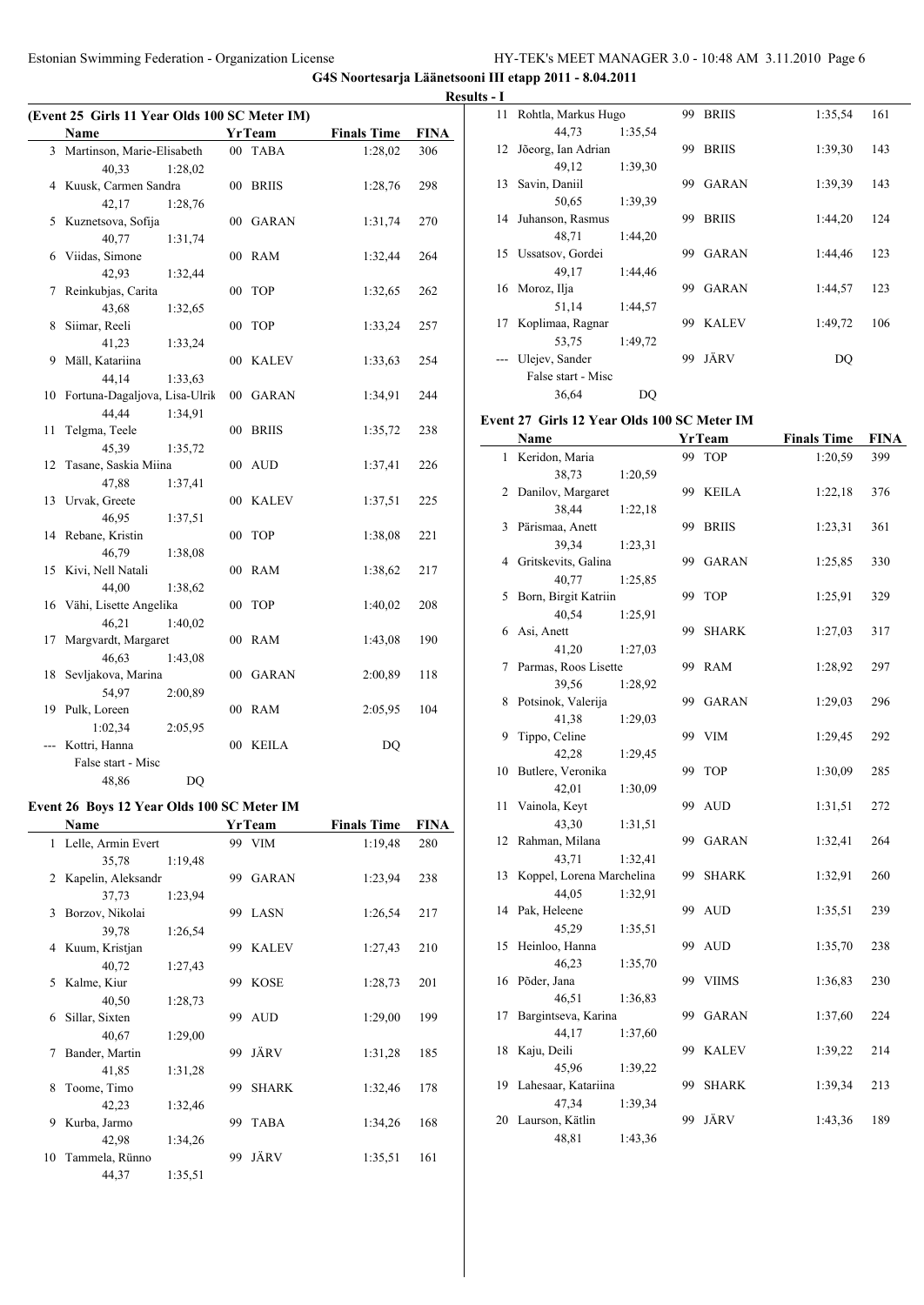## G4S Noortesarja Läänetsooni III etapp 2011 - 8.04.2011

**Results - I**

### (Event 25 Girls 11 Year Olds 100 SC Meter IM)

| | Name | Yr | Team | Finals Time | FINA |
|---|---|---|---|---|---|
| 3 | Martinson, Marie-Elisabeth | 00 | TABA | 1:28,02 | 306 |
| | 40,33 1:28,02 | | | | |
| 4 | Kuusk, Carmen Sandra | 00 | BRIIS | 1:28,76 | 298 |
| | 42,17 1:28,76 | | | | |
| 5 | Kuznetsova, Sofija | 00 | GARAN | 1:31,74 | 270 |
| | 40,77 1:31,74 | | | | |
| 6 | Viidas, Simone | 00 | RAM | 1:32,44 | 264 |
| | 42,93 1:32,44 | | | | |
| 7 | Reinkubjas, Carita | 00 | TOP | 1:32,65 | 262 |
| | 43,68 1:32,65 | | | | |
| 8 | Siimar, Reeli | 00 | TOP | 1:33,24 | 257 |
| | 41,23 1:33,24 | | | | |
| 9 | Mäll, Katariina | 00 | KALEV | 1:33,63 | 254 |
| | 44,14 1:33,63 | | | | |
| 10 | Fortuna-Dagaljova, Lisa-Ulrik | 00 | GARAN | 1:34,91 | 244 |
| | 44,44 1:34,91 | | | | |
| 11 | Telgma, Teele | 00 | BRIIS | 1:35,72 | 238 |
| | 45,39 1:35,72 | | | | |
| 12 | Tasane, Saskia Miina | 00 | AUD | 1:37,41 | 226 |
| | 47,88 1:37,41 | | | | |
| 13 | Urvak, Greete | 00 | KALEV | 1:37,51 | 225 |
| | 46,95 1:37,51 | | | | |
| 14 | Rebane, Kristin | 00 | TOP | 1:38,08 | 221 |
| | 46,79 1:38,08 | | | | |
| 15 | Kivi, Nell Natali | 00 | RAM | 1:38,62 | 217 |
| | 44,00 1:38,62 | | | | |
| 16 | Vähi, Lisette Angelika | 00 | TOP | 1:40,02 | 208 |
| | 46,21 1:40,02 | | | | |
| 17 | Margvardt, Margaret | 00 | RAM | 1:43,08 | 190 |
| | 46,63 1:43,08 | | | | |
| 18 | Sevljakova, Marina | 00 | GARAN | 2:00,89 | 118 |
| | 54,97 2:00,89 | | | | |
| 19 | Pulk, Loreen | 00 | RAM | 2:05,95 | 104 |
| | 1:02,34 2:05,95 | | | | |
| --- | Kottri, Hanna | 00 | KEILA | DQ | |
| | False start - Misc | | | | |
| | 48,86 DQ | | | | |

### Event 26 Boys 12 Year Olds 100 SC Meter IM

| | Name | Yr | Team | Finals Time | FINA |
|---|---|---|---|---|---|
| 1 | Lelle, Armin Evert | 99 | VIM | 1:19,48 | 280 |
| | 35,78 1:19,48 | | | | |
| 2 | Kapelin, Aleksandr | 99 | GARAN | 1:23,94 | 238 |
| | 37,73 1:23,94 | | | | |
| 3 | Borzov, Nikolai | 99 | LASN | 1:26,54 | 217 |
| | 39,78 1:26,54 | | | | |
| 4 | Kuum, Kristjan | 99 | KALEV | 1:27,43 | 210 |
| | 40,72 1:27,43 | | | | |
| 5 | Kalme, Kiur | 99 | KOSE | 1:28,73 | 201 |
| | 40,50 1:28,73 | | | | |
| 6 | Sillar, Sixten | 99 | AUD | 1:29,00 | 199 |
| | 40,67 1:29,00 | | | | |
| 7 | Bander, Martin | 99 | JÄRV | 1:31,28 | 185 |
| | 41,85 1:31,28 | | | | |
| 8 | Toome, Timo | 99 | SHARK | 1:32,46 | 178 |
| | 42,23 1:32,46 | | | | |
| 9 | Kurba, Jarmo | 99 | TABA | 1:34,26 | 168 |
| | 42,98 1:34,26 | | | | |
| 10 | Tammela, Rünno | 99 | JÄRV | 1:35,51 | 161 |
| | 44,37 1:35,51 | | | | |
| 11 | Rohtla, Markus Hugo | 99 | BRIIS | 1:35,54 | 161 |
| | 44,73 1:35,54 | | | | |
| 12 | Jõeorg, Ian Adrian | 99 | BRIIS | 1:39,30 | 143 |
| | 49,12 1:39,30 | | | | |
| 13 | Savin, Daniil | 99 | GARAN | 1:39,39 | 143 |
| | 50,65 1:39,39 | | | | |
| 14 | Juhanson, Rasmus | 99 | BRIIS | 1:44,20 | 124 |
| | 48,71 1:44,20 | | | | |
| 15 | Ussatsov, Gordei | 99 | GARAN | 1:44,46 | 123 |
| | 49,17 1:44,46 | | | | |
| 16 | Moroz, Ilja | 99 | GARAN | 1:44,57 | 123 |
| | 51,14 1:44,57 | | | | |
| 17 | Koplimaa, Ragnar | 99 | KALEV | 1:49,72 | 106 |
| | 53,75 1:49,72 | | | | |
| --- | Ulejev, Sander | 99 | JÄRV | DQ | |
| | False start - Misc | | | | |
| | 36,64 DQ | | | | |

### Event 27 Girls 12 Year Olds 100 SC Meter IM

| | Name | Yr | Team | Finals Time | FINA |
|---|---|---|---|---|---|
| 1 | Keridon, Maria | 99 | TOP | 1:20,59 | 399 |
| | 38,73 1:20,59 | | | | |
| 2 | Danilov, Margaret | 99 | KEILA | 1:22,18 | 376 |
| | 38,44 1:22,18 | | | | |
| 3 | Pärismaa, Anett | 99 | BRIIS | 1:23,31 | 361 |
| | 39,34 1:23,31 | | | | |
| 4 | Gritskevits, Galina | 99 | GARAN | 1:25,85 | 330 |
| | 40,77 1:25,85 | | | | |
| 5 | Born, Birgit Katriin | 99 | TOP | 1:25,91 | 329 |
| | 40,54 1:25,91 | | | | |
| 6 | Asi, Anett | 99 | SHARK | 1:27,03 | 317 |
| | 41,20 1:27,03 | | | | |
| 7 | Parmas, Roos Lisette | 99 | RAM | 1:28,92 | 297 |
| | 39,56 1:28,92 | | | | |
| 8 | Potsinok, Valerija | 99 | GARAN | 1:29,03 | 296 |
| | 41,38 1:29,03 | | | | |
| 9 | Tippo, Celine | 99 | VIM | 1:29,45 | 292 |
| | 42,28 1:29,45 | | | | |
| 10 | Butlere, Veronika | 99 | TOP | 1:30,09 | 285 |
| | 42,01 1:30,09 | | | | |
| 11 | Vainola, Keyt | 99 | AUD | 1:31,51 | 272 |
| | 43,30 1:31,51 | | | | |
| 12 | Rahman, Milana | 99 | GARAN | 1:32,41 | 264 |
| | 43,71 1:32,41 | | | | |
| 13 | Koppel, Lorena Marchelina | 99 | SHARK | 1:32,91 | 260 |
| | 44,05 1:32,91 | | | | |
| 14 | Pak, Heleene | 99 | AUD | 1:35,51 | 239 |
| | 45,29 1:35,51 | | | | |
| 15 | Heinloo, Hanna | 99 | AUD | 1:35,70 | 238 |
| | 46,23 1:35,70 | | | | |
| 16 | Põder, Jana | 99 | VIIMS | 1:36,83 | 230 |
| | 46,51 1:36,83 | | | | |
| 17 | Bargintseva, Karina | 99 | GARAN | 1:37,60 | 224 |
| | 44,17 1:37,60 | | | | |
| 18 | Kaju, Deili | 99 | KALEV | 1:39,22 | 214 |
| | 45,96 1:39,22 | | | | |
| 19 | Lahesaar, Katariina | 99 | SHARK | 1:39,34 | 213 |
| | 47,34 1:39,34 | | | | |
| 20 | Laurson, Kätlin | 99 | JÄRV | 1:43,36 | 189 |
| | 48,81 1:43,36 | | | | |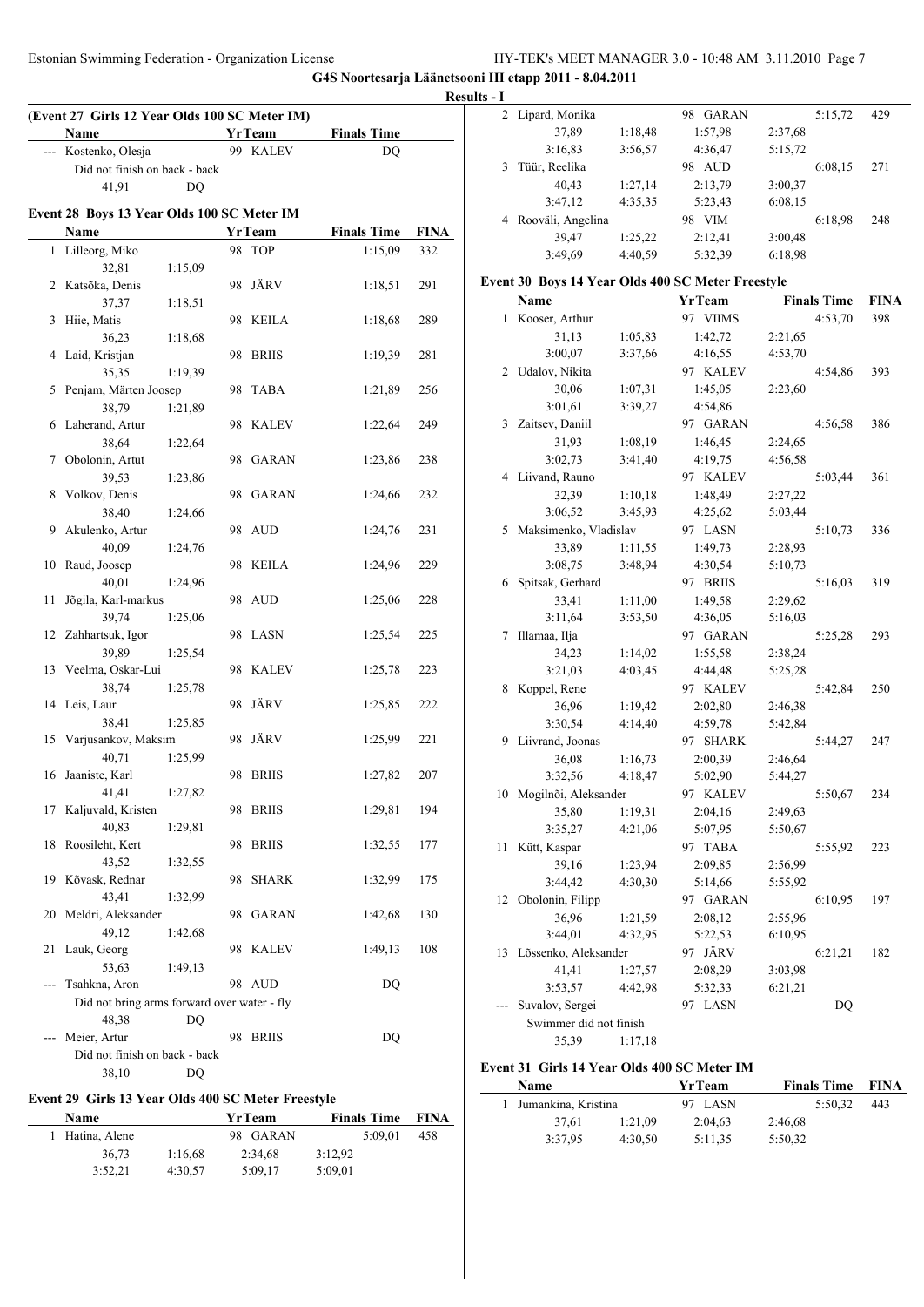# G4S Noortesari Läänetsooni III etapp 2011 - 8.04.2011

## Results - I

### (Event 27 Girls 12 Year Olds 100 SC Meter IM)

| | Name | Yr | Team | Finals Time | |
|---|---|---|---|---|---|
| --- | Kostenko, Olesja | 99 | KALEV | DQ | |
| | Did not finish on back - back | | | | |
| | 41,91 | DQ | | | |

### Event 28 Boys 13 Year Olds 100 SC Meter IM

| | Name | Yr | Team | Finals Time | FINA |
|---|---|---|---|---|---|
| 1 | Lilleorg, Miko | 98 | TOP | 1:15,09 | 332 |
| | 32,81 | 1:15,09 | | | |
| 2 | Katsõka, Denis | 98 | JÄRV | 1:18,51 | 291 |
| | 37,37 | 1:18,51 | | | |
| 3 | Hiie, Matis | 98 | KEILA | 1:18,68 | 289 |
| | 36,23 | 1:18,68 | | | |
| 4 | Laid, Kristjan | 98 | BRIIS | 1:19,39 | 281 |
| | 35,35 | 1:19,39 | | | |
| 5 | Penjam, Märten Joosep | 98 | TABA | 1:21,89 | 256 |
| | 38,79 | 1:21,89 | | | |
| 6 | Laherand, Artur | 98 | KALEV | 1:22,64 | 249 |
| | 38,64 | 1:22,64 | | | |
| 7 | Obolonin, Artut | 98 | GARAN | 1:23,86 | 238 |
| | 39,53 | 1:23,86 | | | |
| 8 | Volkov, Denis | 98 | GARAN | 1:24,66 | 232 |
| | 38,40 | 1:24,66 | | | |
| 9 | Akulenko, Artur | 98 | AUD | 1:24,76 | 231 |
| | 40,09 | 1:24,76 | | | |
| 10 | Raud, Joosep | 98 | KEILA | 1:24,96 | 229 |
| | 40,01 | 1:24,96 | | | |
| 11 | Jõgila, Karl-markus | 98 | AUD | 1:25,06 | 228 |
| | 39,74 | 1:25,06 | | | |
| 12 | Zahhartsuk, Igor | 98 | LASN | 1:25,54 | 225 |
| | 39,89 | 1:25,54 | | | |
| 13 | Veelma, Oskar-Lui | 98 | KALEV | 1:25,78 | 223 |
| | 38,74 | 1:25,78 | | | |
| 14 | Leis, Laur | 98 | JÄRV | 1:25,85 | 222 |
| | 38,41 | 1:25,85 | | | |
| 15 | Varjusankov, Maksim | 98 | JÄRV | 1:25,99 | 221 |
| | 40,71 | 1:25,99 | | | |
| 16 | Jaaniste, Karl | 98 | BRIIS | 1:27,82 | 207 |
| | 41,41 | 1:27,82 | | | |
| 17 | Kaljuvald, Kristen | 98 | BRIIS | 1:29,81 | 194 |
| | 40,83 | 1:29,81 | | | |
| 18 | Roosileht, Kert | 98 | BRIIS | 1:32,55 | 177 |
| | 43,52 | 1:32,55 | | | |
| 19 | Kõvask, Rednar | 98 | SHARK | 1:32,99 | 175 |
| | 43,41 | 1:32,99 | | | |
| 20 | Meldri, Aleksander | 98 | GARAN | 1:42,68 | 130 |
| | 49,12 | 1:42,68 | | | |
| 21 | Lauk, Georg | 98 | KALEV | 1:49,13 | 108 |
| | 53,63 | 1:49,13 | | | |
| --- | Tsahkna, Aron | 98 | AUD | DQ | |
| | Did not bring arms forward over water - fly | | | | |
| | 48,38 | DQ | | | |
| --- | Meier, Artur | 98 | BRIIS | DQ | |
| | Did not finish on back - back | | | | |
| | 38,10 | DQ | | | |

### Event 29 Girls 13 Year Olds 400 SC Meter Freestyle

| | Name | | Yr Team | | Finals Time | FINA |
|---|---|---|---|---|---|---|
| 1 | Hatina, Alene | | 98 GARAN | | 5:09,01 | 458 |
| | 36,73 | 1:16,68 | 2:34,68 | 3:12,92 | | |
| | 3:52,21 | 4:30,57 | 5:09,17 | 5:09,01 | | |
| 2 | Lipard, Monika | | 98 GARAN | | 5:15,72 | 429 |
| | 37,89 | 1:18,48 | 1:57,98 | 2:37,68 | | |
| | 3:16,83 | 3:56,57 | 4:36,47 | 5:15,72 | | |
| 3 | Tüür, Reelika | | 98 AUD | | 6:08,15 | 271 |
| | 40,43 | 1:27,14 | 2:13,79 | 3:00,37 | | |
| | 3:47,12 | 4:35,35 | 5:23,43 | 6:08,15 | | |
| 4 | Rooväli, Angelina | | 98 VIM | | 6:18,98 | 248 |
| | 39,47 | 1:25,22 | 2:12,41 | 3:00,48 | | |
| | 3:49,69 | 4:40,59 | 5:32,39 | 6:18,98 | | |

### Event 30 Boys 14 Year Olds 400 SC Meter Freestyle

| | Name | | Yr Team | | Finals Time | FINA |
|---|---|---|---|---|---|---|
| 1 | Kooser, Arthur | | 97 VIIMS | | 4:53,70 | 398 |
| | 31,13 | 1:05,83 | 1:42,72 | 2:21,65 | | |
| | 3:00,07 | 3:37,66 | 4:16,55 | 4:53,70 | | |
| 2 | Udalov, Nikita | | 97 KALEV | | 4:54,86 | 393 |
| | 30,06 | 1:07,31 | 1:45,05 | 2:23,60 | | |
| | 3:01,61 | 3:39,27 | 4:54,86 | | | |
| 3 | Zaitsev, Daniil | | 97 GARAN | | 4:56,58 | 386 |
| | 31,93 | 1:08,19 | 1:46,45 | 2:24,65 | | |
| | 3:02,73 | 3:41,40 | 4:19,75 | 4:56,58 | | |
| 4 | Liivand, Rauno | | 97 KALEV | | 5:03,44 | 361 |
| | 32,39 | 1:10,18 | 1:48,49 | 2:27,22 | | |
| | 3:06,52 | 3:45,93 | 4:25,62 | 5:03,44 | | |
| 5 | Maksimenko, Vladislav | | 97 LASN | | 5:10,73 | 336 |
| | 33,89 | 1:11,55 | 1:49,73 | 2:28,93 | | |
| | 3:08,75 | 3:48,94 | 4:30,54 | 5:10,73 | | |
| 6 | Spitsak, Gerhard | | 97 BRIIS | | 5:16,03 | 319 |
| | 33,41 | 1:11,00 | 1:49,58 | 2:29,62 | | |
| | 3:11,64 | 3:53,50 | 4:36,05 | 5:16,03 | | |
| 7 | Illamaa, Ilja | | 97 GARAN | | 5:25,28 | 293 |
| | 34,23 | 1:14,02 | 1:55,58 | 2:38,24 | | |
| | 3:21,03 | 4:03,45 | 4:44,48 | 5:25,28 | | |
| 8 | Koppel, Rene | | 97 KALEV | | 5:42,84 | 250 |
| | 36,96 | 1:19,42 | 2:02,80 | 2:46,38 | | |
| | 3:30,54 | 4:14,40 | 4:59,78 | 5:42,84 | | |
| 9 | Liivrand, Joonas | | 97 SHARK | | 5:44,27 | 247 |
| | 36,08 | 1:16,73 | 2:00,39 | 2:46,64 | | |
| | 3:32,56 | 4:18,47 | 5:02,90 | 5:44,27 | | |
| 10 | Mogilnõi, Aleksander | | 97 KALEV | | 5:50,67 | 234 |
| | 35,80 | 1:19,31 | 2:04,16 | 2:49,63 | | |
| | 3:35,27 | 4:21,06 | 5:07,95 | 5:50,67 | | |
| 11 | Kütt, Kaspar | | 97 TABA | | 5:55,92 | 223 |
| | 39,16 | 1:23,94 | 2:09,85 | 2:56,99 | | |
| | 3:44,42 | 4:30,30 | 5:14,66 | 5:55,92 | | |
| 12 | Obolonin, Filipp | | 97 GARAN | | 6:10,95 | 197 |
| | 36,96 | 1:21,59 | 2:08,12 | 2:55,96 | | |
| | 3:44,01 | 4:32,95 | 5:22,53 | 6:10,95 | | |
| 13 | Lõssenko, Aleksander | | 97 JÄRV | | 6:21,21 | 182 |
| | 41,41 | 1:27,57 | 2:08,29 | 3:03,98 | | |
| | 3:53,57 | 4:42,98 | 5:32,33 | 6:21,21 | | |
| --- | Suvalov, Sergei | | 97 LASN | | DQ | |
| | Swimmer did not finish | | | | | |
| | 35,39 | 1:17,18 | | | | |

### Event 31 Girls 14 Year Olds 400 SC Meter IM

| | Name | | Yr Team | | Finals Time | FINA |
|---|---|---|---|---|---|---|
| 1 | Jumankina, Kristina | | 97 LASN | | 5:50,32 | 443 |
| | 37,61 | 1:21,09 | 2:04,63 | 2:46,68 | | |
| | 3:37,95 | 4:30,50 | 5:11,35 | 5:50,32 | | |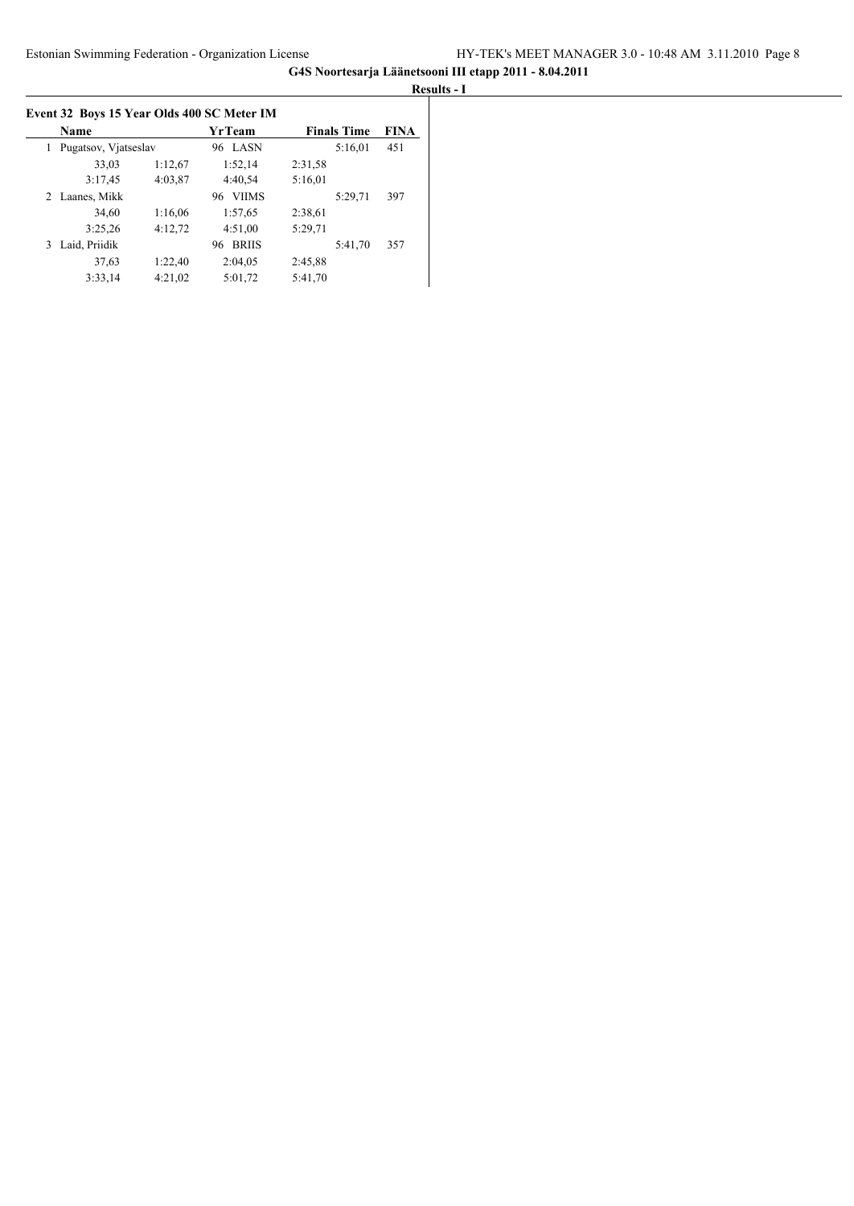G4S Noortesarja Läänetsooni III etapp 2011 - 8.04.2011

**Results - I**

### Event 32 Boys 15 Year Olds 400 SC Meter IM

| | Name | | YrTeam | | Finals Time | FINA |
|---|---|---|---|---|---|---|
| 1 | Pugatsov, Vjatseslav | | 96 LASN | | 5:16,01 | 451 |
| | 33,03 | 1:12,67 | 1:52,14 | 2:31,58 | | |
| | 3:17,45 | 4:03,87 | 4:40,54 | 5:16,01 | | |
| 2 | Laanes, Mikk | | 96 VIIMS | | 5:29,71 | 397 |
| | 34,60 | 1:16,06 | 1:57,65 | 2:38,61 | | |
| | 3:25,26 | 4:12,72 | 4:51,00 | 5:29,71 | | |
| 3 | Laid, Priidik | | 96 BRIIS | | 5:41,70 | 357 |
| | 37,63 | 1:22,40 | 2:04,05 | 2:45,88 | | |
| | 3:33,14 | 4:21,02 | 5:01,72 | 5:41,70 | | |